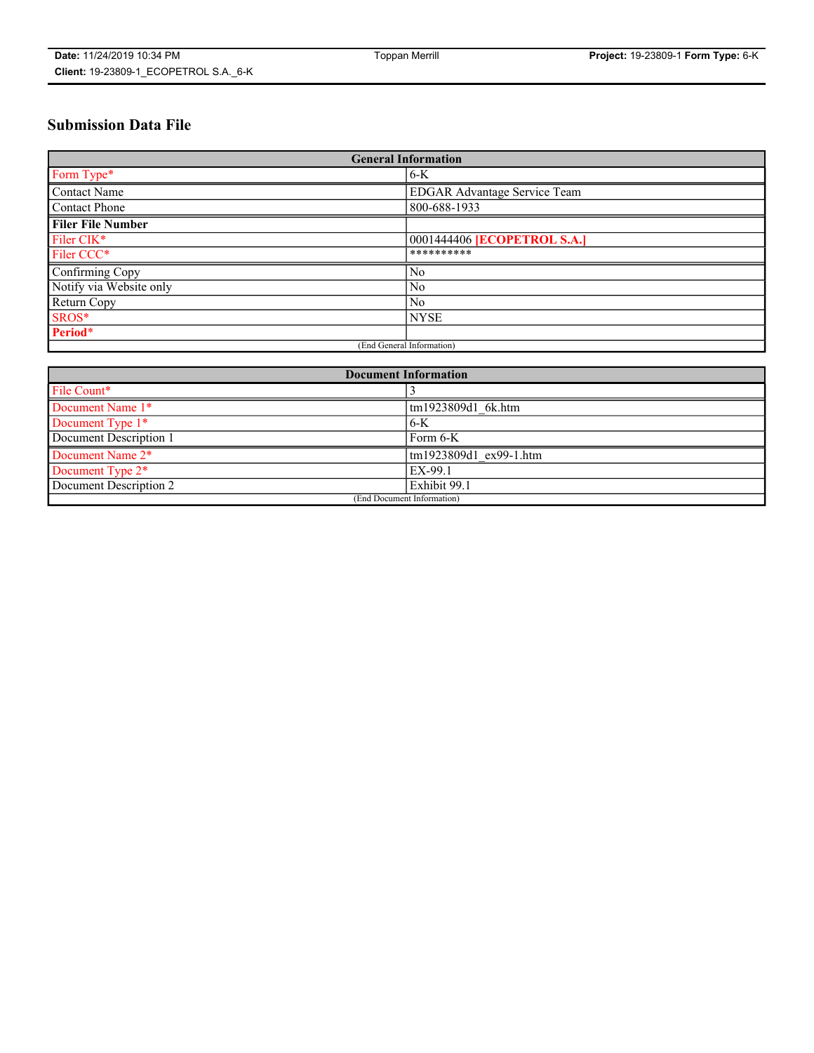# Submission Data File

| General Information | |
|---|---|
| Form Type* | 6-K |
| Contact Name | EDGAR Advantage Service Team |
| Contact Phone | 800-688-1933 |
| **Filer File Number** | |
| Filer CIK* | 0001444406 **[ECOPETROL S.A.]** |
| Filer CCC* | ********** |
| Confirming Copy | No |
| Notify via Website only | No |
| Return Copy | No |
| SROS* | NYSE |
| **Period*** | |
| (End General Information) | |

| Document Information | |
|---|---|
| File Count* | 3 |
| Document Name 1* | tm1923809d1_6k.htm |
| Document Type 1* | 6-K |
| Document Description 1 | Form 6-K |
| Document Name 2* | tm1923809d1_ex99-1.htm |
| Document Type 2* | EX-99.1 |
| Document Description 2 | Exhibit 99.1 |
| (End Document Information) | |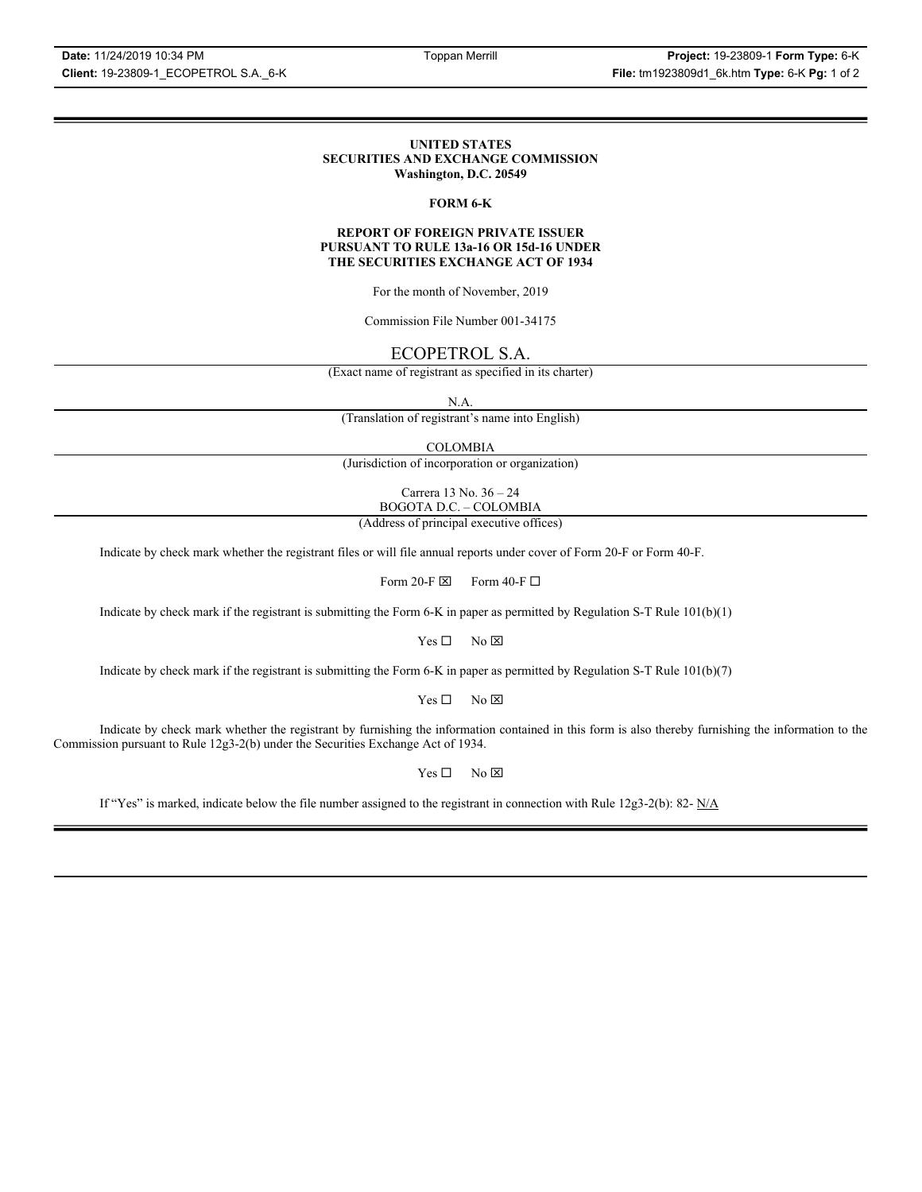**UNITED STATES**
**SECURITIES AND EXCHANGE COMMISSION**
**Washington, D.C. 20549**

**FORM 6-K**

**REPORT OF FOREIGN PRIVATE ISSUER**
**PURSUANT TO RULE 13a-16 OR 15d-16 UNDER**
**THE SECURITIES EXCHANGE ACT OF 1934**

For the month of November, 2019

Commission File Number 001-34175

ECOPETROL S.A.

(Exact name of registrant as specified in its charter)

N.A.

(Translation of registrant's name into English)

COLOMBIA

(Jurisdiction of incorporation or organization)

Carrera 13 No. 36 – 24
BOGOTA D.C. – COLOMBIA

(Address of principal executive offices)

Indicate by check mark whether the registrant files or will file annual reports under cover of Form 20-F or Form 40-F.

Form 20-F ☒ Form 40-F ☐

Indicate by check mark if the registrant is submitting the Form 6-K in paper as permitted by Regulation S-T Rule 101(b)(1)

Yes ☐ No ☒

Indicate by check mark if the registrant is submitting the Form 6-K in paper as permitted by Regulation S-T Rule 101(b)(7)

Yes ☐ No ☒

Indicate by check mark whether the registrant by furnishing the information contained in this form is also thereby furnishing the information to the Commission pursuant to Rule 12g3-2(b) under the Securities Exchange Act of 1934.

Yes ☐ No ☒

If "Yes" is marked, indicate below the file number assigned to the registrant in connection with Rule 12g3-2(b): 82- N/A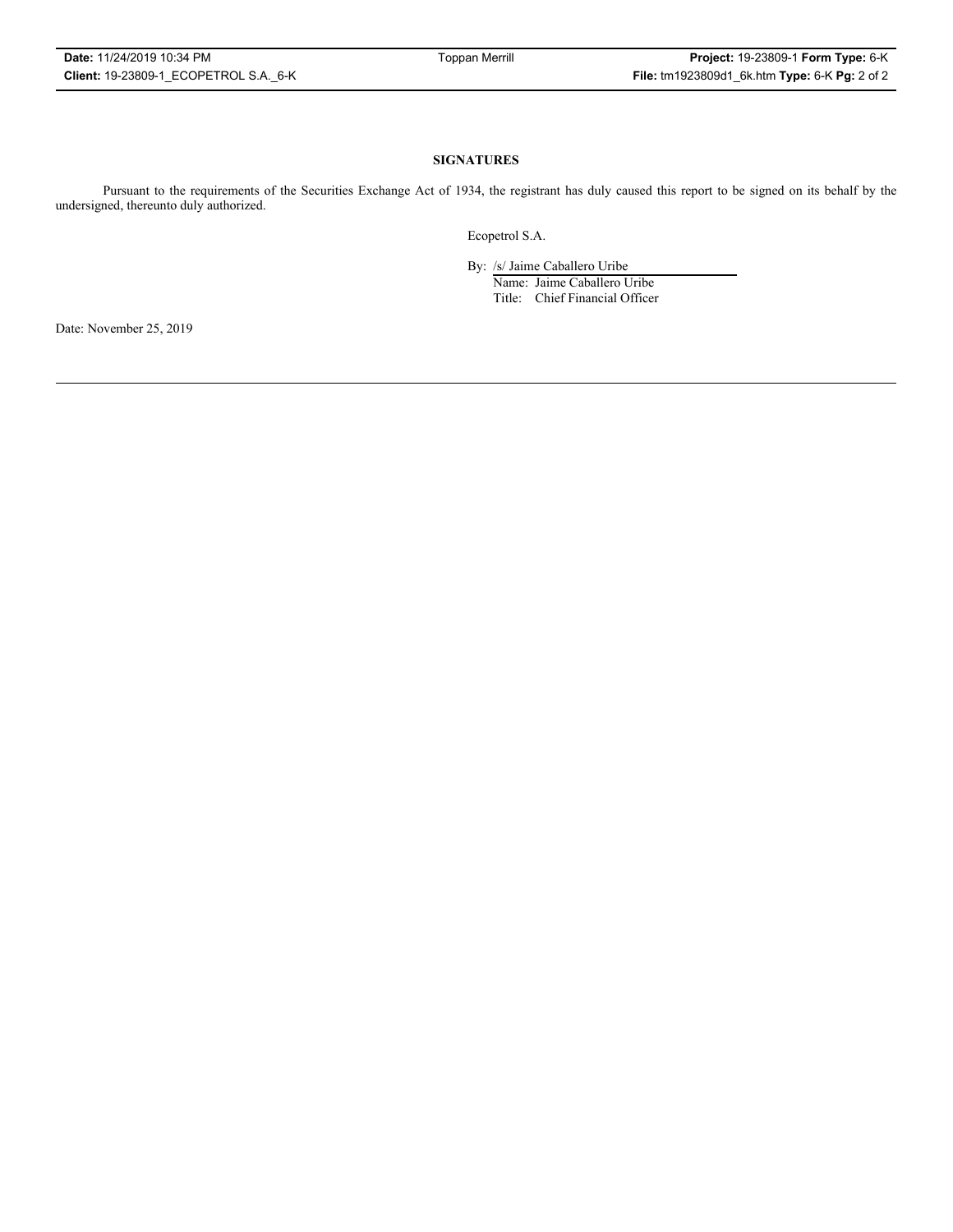## SIGNATURES

Pursuant to the requirements of the Securities Exchange Act of 1934, the registrant has duly caused this report to be signed on its behalf by the undersigned, thereunto duly authorized.

Ecopetrol S.A.

By: /s/ Jaime Caballero Uribe
Name: Jaime Caballero Uribe
Title: Chief Financial Officer

Date: November 25, 2019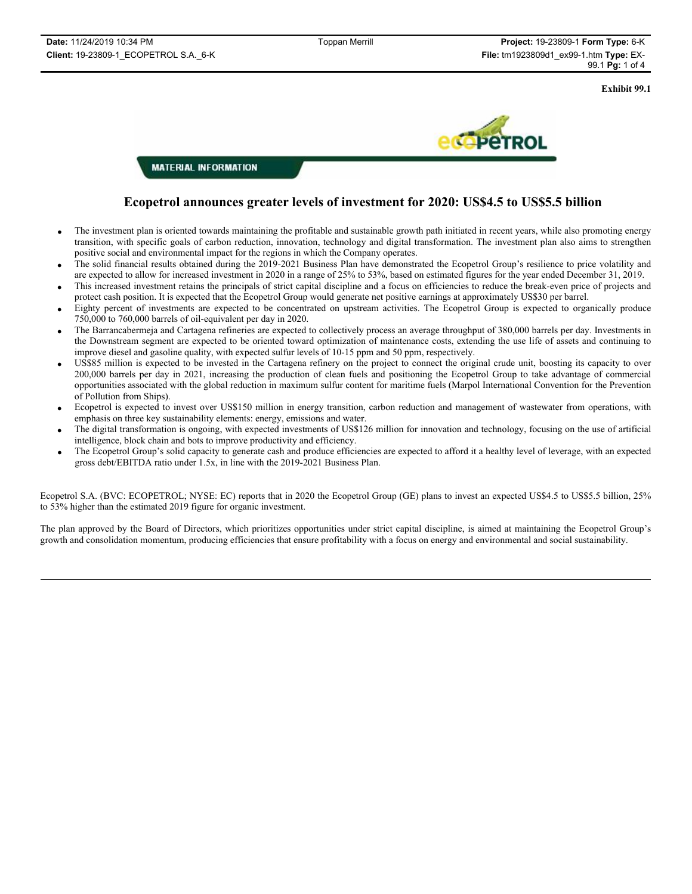**Exhibit 99.1**

**MATERIAL INFORMATION**

# Ecopetrol announces greater levels of investment for 2020: US$4.5 to US$5.5 billion

- The investment plan is oriented towards maintaining the profitable and sustainable growth path initiated in recent years, while also promoting energy transition, with specific goals of carbon reduction, innovation, technology and digital transformation. The investment plan also aims to strengthen positive social and environmental impact for the regions in which the Company operates.
- The solid financial results obtained during the 2019-2021 Business Plan have demonstrated the Ecopetrol Group's resilience to price volatility and are expected to allow for increased investment in 2020 in a range of 25% to 53%, based on estimated figures for the year ended December 31, 2019.
- This increased investment retains the principals of strict capital discipline and a focus on efficiencies to reduce the break-even price of projects and protect cash position. It is expected that the Ecopetrol Group would generate net positive earnings at approximately US$30 per barrel.
- Eighty percent of investments are expected to be concentrated on upstream activities. The Ecopetrol Group is expected to organically produce 750,000 to 760,000 barrels of oil-equivalent per day in 2020.
- The Barrancabermeja and Cartagena refineries are expected to collectively process an average throughput of 380,000 barrels per day. Investments in the Downstream segment are expected to be oriented toward optimization of maintenance costs, extending the use life of assets and continuing to improve diesel and gasoline quality, with expected sulfur levels of 10-15 ppm and 50 ppm, respectively.
- US$85 million is expected to be invested in the Cartagena refinery on the project to connect the original crude unit, boosting its capacity to over 200,000 barrels per day in 2021, increasing the production of clean fuels and positioning the Ecopetrol Group to take advantage of commercial opportunities associated with the global reduction in maximum sulfur content for maritime fuels (Marpol International Convention for the Prevention of Pollution from Ships).
- Ecopetrol is expected to invest over US$150 million in energy transition, carbon reduction and management of wastewater from operations, with emphasis on three key sustainability elements: energy, emissions and water.
- The digital transformation is ongoing, with expected investments of US$126 million for innovation and technology, focusing on the use of artificial intelligence, block chain and bots to improve productivity and efficiency.
- The Ecopetrol Group's solid capacity to generate cash and produce efficiencies are expected to afford it a healthy level of leverage, with an expected gross debt/EBITDA ratio under 1.5x, in line with the 2019-2021 Business Plan.

Ecopetrol S.A. (BVC: ECOPETROL; NYSE: EC) reports that in 2020 the Ecopetrol Group (GE) plans to invest an expected US$4.5 to US$5.5 billion, 25% to 53% higher than the estimated 2019 figure for organic investment.

The plan approved by the Board of Directors, which prioritizes opportunities under strict capital discipline, is aimed at maintaining the Ecopetrol Group's growth and consolidation momentum, producing efficiencies that ensure profitability with a focus on energy and environmental and social sustainability.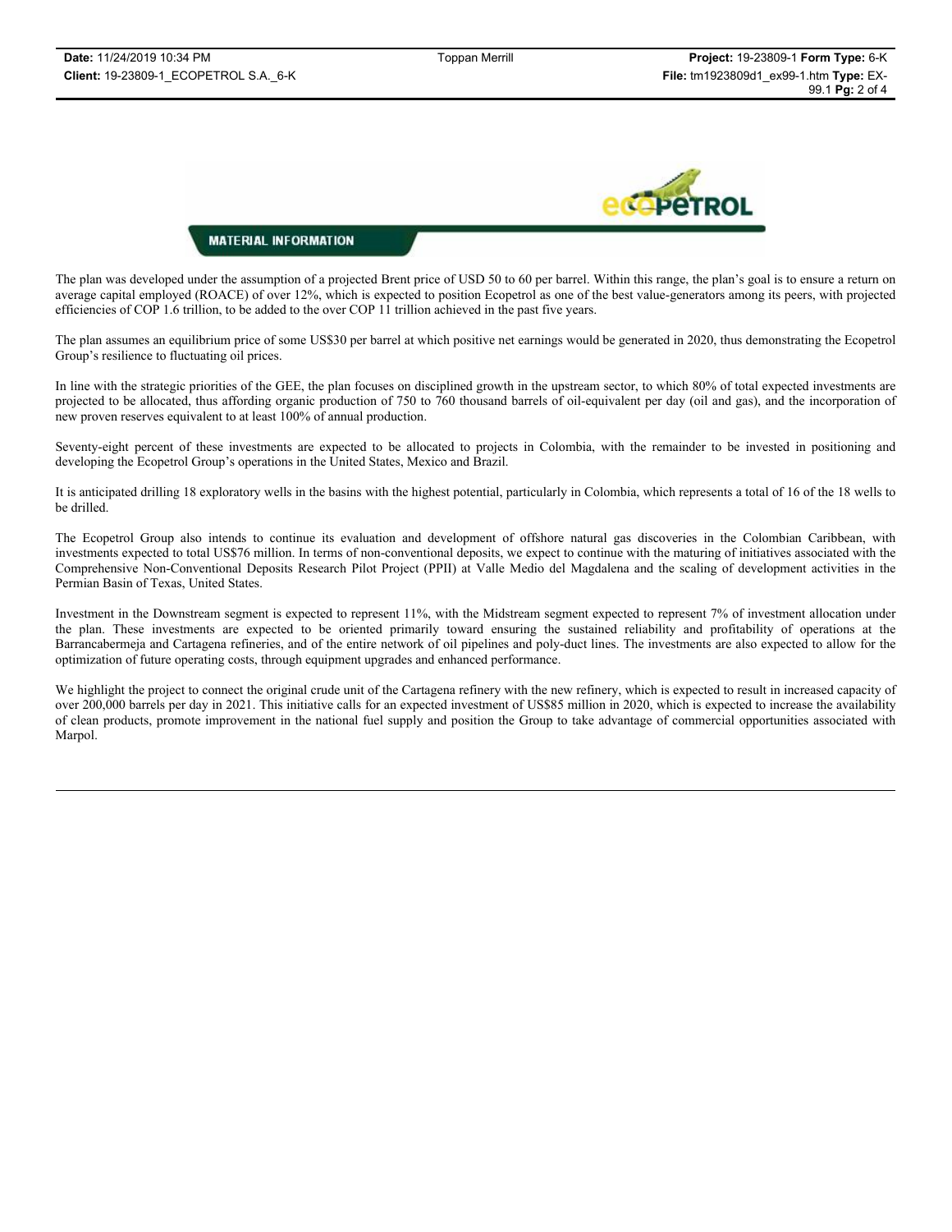**MATERIAL INFORMATION**

The plan was developed under the assumption of a projected Brent price of USD 50 to 60 per barrel. Within this range, the plan's goal is to ensure a return on average capital employed (ROACE) of over 12%, which is expected to position Ecopetrol as one of the best value-generators among its peers, with projected efficiencies of COP 1.6 trillion, to be added to the over COP 11 trillion achieved in the past five years.

The plan assumes an equilibrium price of some US$30 per barrel at which positive net earnings would be generated in 2020, thus demonstrating the Ecopetrol Group's resilience to fluctuating oil prices.

In line with the strategic priorities of the GEE, the plan focuses on disciplined growth in the upstream sector, to which 80% of total expected investments are projected to be allocated, thus affording organic production of 750 to 760 thousand barrels of oil-equivalent per day (oil and gas), and the incorporation of new proven reserves equivalent to at least 100% of annual production.

Seventy-eight percent of these investments are expected to be allocated to projects in Colombia, with the remainder to be invested in positioning and developing the Ecopetrol Group's operations in the United States, Mexico and Brazil.

It is anticipated drilling 18 exploratory wells in the basins with the highest potential, particularly in Colombia, which represents a total of 16 of the 18 wells to be drilled.

The Ecopetrol Group also intends to continue its evaluation and development of offshore natural gas discoveries in the Colombian Caribbean, with investments expected to total US$76 million. In terms of non-conventional deposits, we expect to continue with the maturing of initiatives associated with the Comprehensive Non-Conventional Deposits Research Pilot Project (PPII) at Valle Medio del Magdalena and the scaling of development activities in the Permian Basin of Texas, United States.

Investment in the Downstream segment is expected to represent 11%, with the Midstream segment expected to represent 7% of investment allocation under the plan. These investments are expected to be oriented primarily toward ensuring the sustained reliability and profitability of operations at the Barrancabermeja and Cartagena refineries, and of the entire network of oil pipelines and poly-duct lines. The investments are also expected to allow for the optimization of future operating costs, through equipment upgrades and enhanced performance.

We highlight the project to connect the original crude unit of the Cartagena refinery with the new refinery, which is expected to result in increased capacity of over 200,000 barrels per day in 2021. This initiative calls for an expected investment of US$85 million in 2020, which is expected to increase the availability of clean products, promote improvement in the national fuel supply and position the Group to take advantage of commercial opportunities associated with Marpol.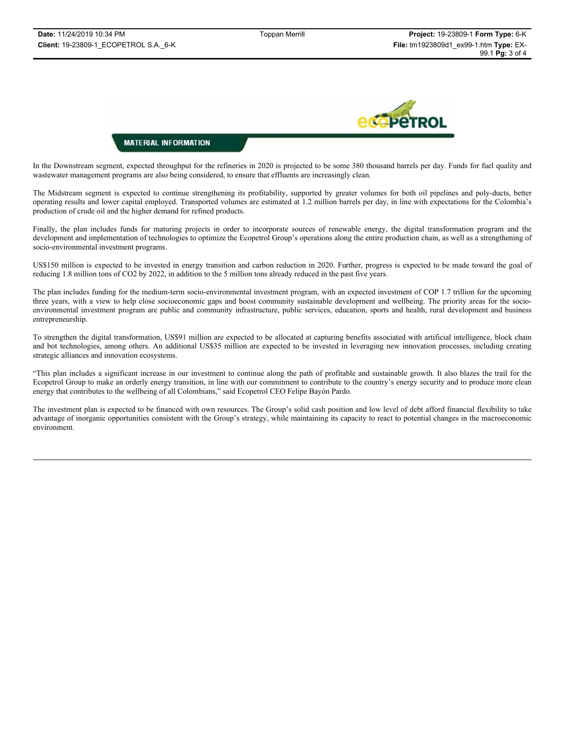**MATERIAL INFORMATION**

In the Downstream segment, expected throughput for the refineries in 2020 is projected to be some 380 thousand barrels per day. Funds for fuel quality and wastewater management programs are also being considered, to ensure that effluents are increasingly clean.

The Midstream segment is expected to continue strengthening its profitability, supported by greater volumes for both oil pipelines and poly-ducts, better operating results and lower capital employed. Transported volumes are estimated at 1.2 million barrels per day, in line with expectations for the Colombia's production of crude oil and the higher demand for refined products.

Finally, the plan includes funds for maturing projects in order to incorporate sources of renewable energy, the digital transformation program and the development and implementation of technologies to optimize the Ecopetrol Group's operations along the entire production chain, as well as a strengthening of socio-environmental investment programs.

US$150 million is expected to be invested in energy transition and carbon reduction in 2020. Further, progress is expected to be made toward the goal of reducing 1.8 million tons of $CO_2$ by 2022, in addition to the 5 million tons already reduced in the past five years.

The plan includes funding for the medium-term socio-environmental investment program, with an expected investment of COP 1.7 trillion for the upcoming three years, with a view to help close socioeconomic gaps and boost community sustainable development and wellbeing. The priority areas for the socio-environmental investment program are public and community infrastructure, public services, education, sports and health, rural development and business entrepreneurship.

To strengthen the digital transformation, US$91 million are expected to be allocated at capturing benefits associated with artificial intelligence, block chain and bot technologies, among others. An additional US$35 million are expected to be invested in leveraging new innovation processes, including creating strategic alliances and innovation ecosystems.

"This plan includes a significant increase in our investment to continue along the path of profitable and sustainable growth. It also blazes the trail for the Ecopetrol Group to make an orderly energy transition, in line with our commitment to contribute to the country's energy security and to produce more clean energy that contributes to the wellbeing of all Colombians," said Ecopetrol CEO Felipe Bayón Pardo.

The investment plan is expected to be financed with own resources. The Group's solid cash position and low level of debt afford financial flexibility to take advantage of inorganic opportunities consistent with the Group's strategy, while maintaining its capacity to react to potential changes in the macroeconomic environment.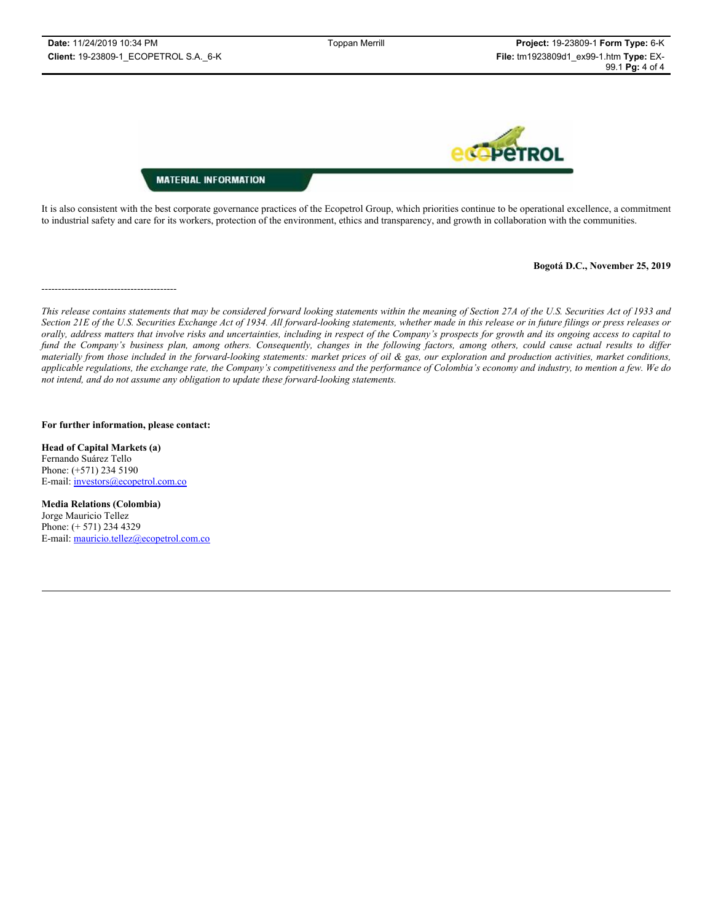**MATERIAL INFORMATION**

It is also consistent with the best corporate governance practices of the Ecopetrol Group, which priorities continue to be operational excellence, a commitment to industrial safety and care for its workers, protection of the environment, ethics and transparency, and growth in collaboration with the communities.

**Bogotá D.C., November 25, 2019**

-----------------------------------------

*This release contains statements that may be considered forward looking statements within the meaning of Section 27A of the U.S. Securities Act of 1933 and Section 21E of the U.S. Securities Exchange Act of 1934. All forward-looking statements, whether made in this release or in future filings or press releases or orally, address matters that involve risks and uncertainties, including in respect of the Company's prospects for growth and its ongoing access to capital to fund the Company's business plan, among others. Consequently, changes in the following factors, among others, could cause actual results to differ materially from those included in the forward-looking statements: market prices of oil & gas, our exploration and production activities, market conditions, applicable regulations, the exchange rate, the Company's competitiveness and the performance of Colombia's economy and industry, to mention a few. We do not intend, and do not assume any obligation to update these forward-looking statements.*

**For further information, please contact:**

**Head of Capital Markets (a)**
Fernando Suárez Tello
Phone: (+571) 234 5190
E-mail: investors@ecopetrol.com.co

**Media Relations (Colombia)**
Jorge Mauricio Tellez
Phone: (+ 571) 234 4329
E-mail: mauricio.tellez@ecopetrol.com.co